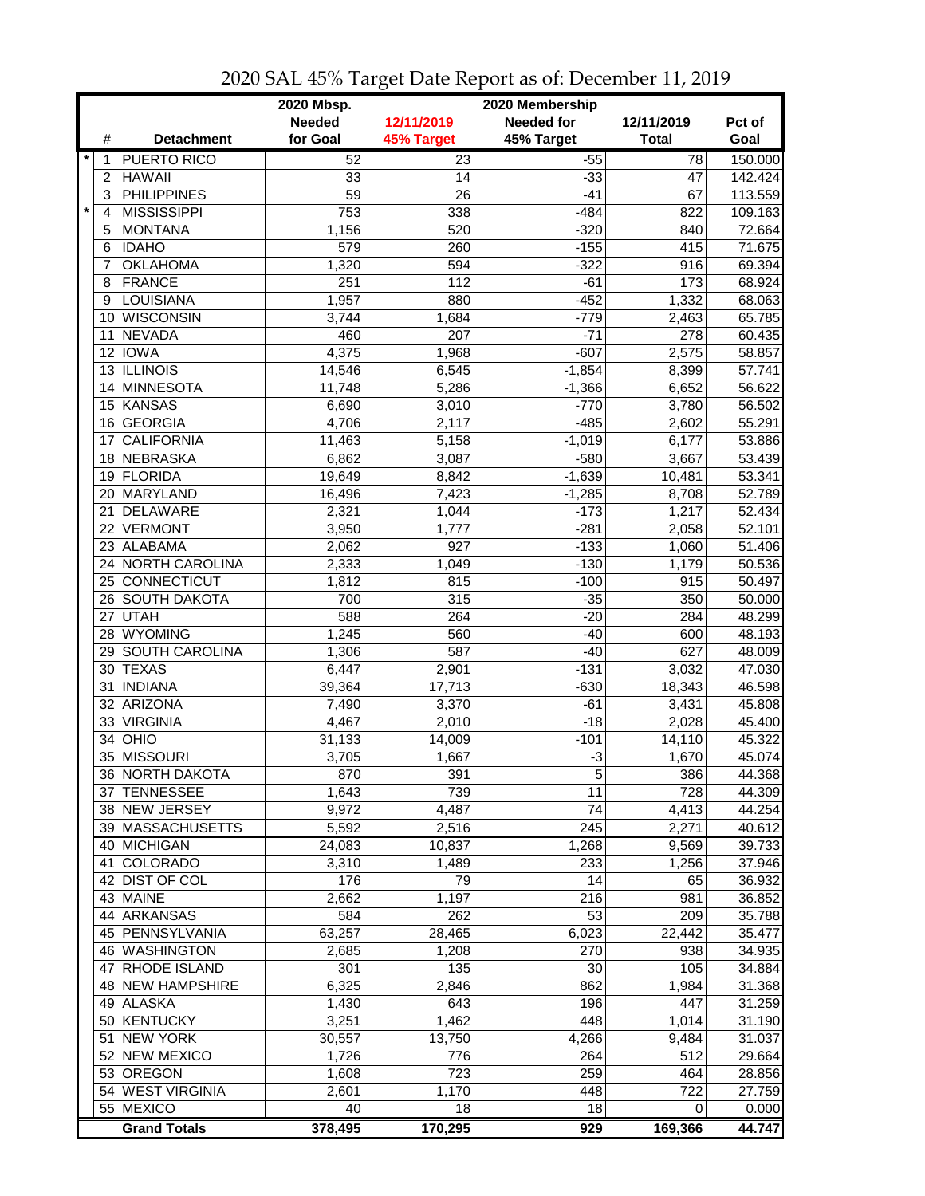# 2020 SAL 45% Target Date Report as of: December 11, 2019

| | # | Detachment | 2020 Mbsp. Needed for Goal | 12/11/2019 45% Target | 2020 Membership Needed for 45% Target | 12/11/2019 Total | Pct of Goal |
|---|---|---|---|---|---|---|---|
| * | 1 | PUERTO RICO | 52 | 23 | -55 | 78 | 150.000 |
| | 2 | HAWAII | 33 | 14 | -33 | 47 | 142.424 |
| | 3 | PHILIPPINES | 59 | 26 | -41 | 67 | 113.559 |
| * | 4 | MISSISSIPPI | 753 | 338 | -484 | 822 | 109.163 |
| | 5 | MONTANA | 1,156 | 520 | -320 | 840 | 72.664 |
| | 6 | IDAHO | 579 | 260 | -155 | 415 | 71.675 |
| | 7 | OKLAHOMA | 1,320 | 594 | -322 | 916 | 69.394 |
| | 8 | FRANCE | 251 | 112 | -61 | 173 | 68.924 |
| | 9 | LOUISIANA | 1,957 | 880 | -452 | 1,332 | 68.063 |
| | 10 | WISCONSIN | 3,744 | 1,684 | -779 | 2,463 | 65.785 |
| | 11 | NEVADA | 460 | 207 | -71 | 278 | 60.435 |
| | 12 | IOWA | 4,375 | 1,968 | -607 | 2,575 | 58.857 |
| | 13 | ILLINOIS | 14,546 | 6,545 | -1,854 | 8,399 | 57.741 |
| | 14 | MINNESOTA | 11,748 | 5,286 | -1,366 | 6,652 | 56.622 |
| | 15 | KANSAS | 6,690 | 3,010 | -770 | 3,780 | 56.502 |
| | 16 | GEORGIA | 4,706 | 2,117 | -485 | 2,602 | 55.291 |
| | 17 | CALIFORNIA | 11,463 | 5,158 | -1,019 | 6,177 | 53.886 |
| | 18 | NEBRASKA | 6,862 | 3,087 | -580 | 3,667 | 53.439 |
| | 19 | FLORIDA | 19,649 | 8,842 | -1,639 | 10,481 | 53.341 |
| | 20 | MARYLAND | 16,496 | 7,423 | -1,285 | 8,708 | 52.789 |
| | 21 | DELAWARE | 2,321 | 1,044 | -173 | 1,217 | 52.434 |
| | 22 | VERMONT | 3,950 | 1,777 | -281 | 2,058 | 52.101 |
| | 23 | ALABAMA | 2,062 | 927 | -133 | 1,060 | 51.406 |
| | 24 | NORTH CAROLINA | 2,333 | 1,049 | -130 | 1,179 | 50.536 |
| | 25 | CONNECTICUT | 1,812 | 815 | -100 | 915 | 50.497 |
| | 26 | SOUTH DAKOTA | 700 | 315 | -35 | 350 | 50.000 |
| | 27 | UTAH | 588 | 264 | -20 | 284 | 48.299 |
| | 28 | WYOMING | 1,245 | 560 | -40 | 600 | 48.193 |
| | 29 | SOUTH CAROLINA | 1,306 | 587 | -40 | 627 | 48.009 |
| | 30 | TEXAS | 6,447 | 2,901 | -131 | 3,032 | 47.030 |
| | 31 | INDIANA | 39,364 | 17,713 | -630 | 18,343 | 46.598 |
| | 32 | ARIZONA | 7,490 | 3,370 | -61 | 3,431 | 45.808 |
| | 33 | VIRGINIA | 4,467 | 2,010 | -18 | 2,028 | 45.400 |
| | 34 | OHIO | 31,133 | 14,009 | -101 | 14,110 | 45.322 |
| | 35 | MISSOURI | 3,705 | 1,667 | -3 | 1,670 | 45.074 |
| | 36 | NORTH DAKOTA | 870 | 391 | 5 | 386 | 44.368 |
| | 37 | TENNESSEE | 1,643 | 739 | 11 | 728 | 44.309 |
| | 38 | NEW JERSEY | 9,972 | 4,487 | 74 | 4,413 | 44.254 |
| | 39 | MASSACHUSETTS | 5,592 | 2,516 | 245 | 2,271 | 40.612 |
| | 40 | MICHIGAN | 24,083 | 10,837 | 1,268 | 9,569 | 39.733 |
| | 41 | COLORADO | 3,310 | 1,489 | 233 | 1,256 | 37.946 |
| | 42 | DIST OF COL | 176 | 79 | 14 | 65 | 36.932 |
| | 43 | MAINE | 2,662 | 1,197 | 216 | 981 | 36.852 |
| | 44 | ARKANSAS | 584 | 262 | 53 | 209 | 35.788 |
| | 45 | PENNSYLVANIA | 63,257 | 28,465 | 6,023 | 22,442 | 35.477 |
| | 46 | WASHINGTON | 2,685 | 1,208 | 270 | 938 | 34.935 |
| | 47 | RHODE ISLAND | 301 | 135 | 30 | 105 | 34.884 |
| | 48 | NEW HAMPSHIRE | 6,325 | 2,846 | 862 | 1,984 | 31.368 |
| | 49 | ALASKA | 1,430 | 643 | 196 | 447 | 31.259 |
| | 50 | KENTUCKY | 3,251 | 1,462 | 448 | 1,014 | 31.190 |
| | 51 | NEW YORK | 30,557 | 13,750 | 4,266 | 9,484 | 31.037 |
| | 52 | NEW MEXICO | 1,726 | 776 | 264 | 512 | 29.664 |
| | 53 | OREGON | 1,608 | 723 | 259 | 464 | 28.856 |
| | 54 | WEST VIRGINIA | 2,601 | 1,170 | 448 | 722 | 27.759 |
| | 55 | MEXICO | 40 | 18 | 18 | 0 | 0.000 |
| | | **Grand Totals** | **378,495** | **170,295** | **929** | **169,366** | **44.747** |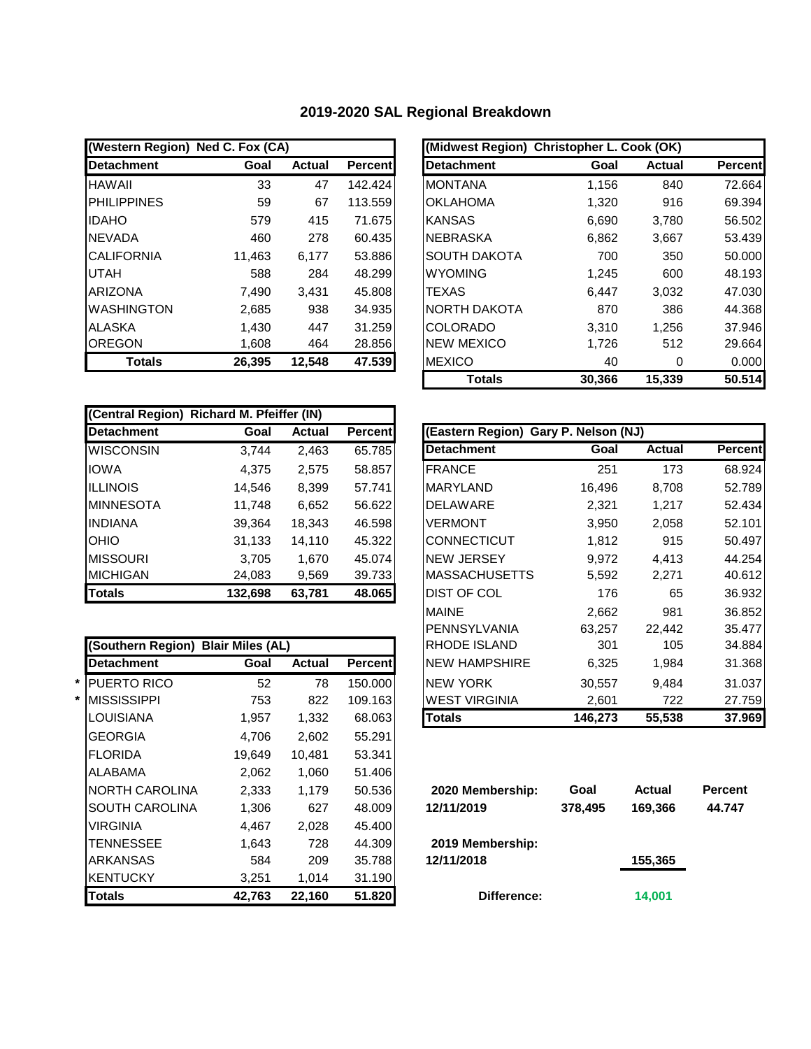# 2019-2020 SAL Regional Breakdown

| (Western Region) Ned C. Fox (CA) | | | |
|---|---|---|---|
| **Detachment** | **Goal** | **Actual** | **Percent** |
| HAWAII | 33 | 47 | 142.424 |
| PHILIPPINES | 59 | 67 | 113.559 |
| IDAHO | 579 | 415 | 71.675 |
| NEVADA | 460 | 278 | 60.435 |
| CALIFORNIA | 11,463 | 6,177 | 53.886 |
| UTAH | 588 | 284 | 48.299 |
| ARIZONA | 7,490 | 3,431 | 45.808 |
| WASHINGTON | 2,685 | 938 | 34.935 |
| ALASKA | 1,430 | 447 | 31.259 |
| OREGON | 1,608 | 464 | 28.856 |
| **Totals** | **26,395** | **12,548** | **47.539** |

| (Midwest Region) Christopher L. Cook (OK) | | | |
|---|---|---|---|
| **Detachment** | **Goal** | **Actual** | **Percent** |
| MONTANA | 1,156 | 840 | 72.664 |
| OKLAHOMA | 1,320 | 916 | 69.394 |
| KANSAS | 6,690 | 3,780 | 56.502 |
| NEBRASKA | 6,862 | 3,667 | 53.439 |
| SOUTH DAKOTA | 700 | 350 | 50.000 |
| WYOMING | 1,245 | 600 | 48.193 |
| TEXAS | 6,447 | 3,032 | 47.030 |
| NORTH DAKOTA | 870 | 386 | 44.368 |
| COLORADO | 3,310 | 1,256 | 37.946 |
| NEW MEXICO | 1,726 | 512 | 29.664 |
| MEXICO | 40 | 0 | 0.000 |
| **Totals** | **30,366** | **15,339** | **50.514** |

| (Central Region) Richard M. Pfeiffer (IN) | | | |
|---|---|---|---|
| **Detachment** | **Goal** | **Actual** | **Percent** |
| WISCONSIN | 3,744 | 2,463 | 65.785 |
| IOWA | 4,375 | 2,575 | 58.857 |
| ILLINOIS | 14,546 | 8,399 | 57.741 |
| MINNESOTA | 11,748 | 6,652 | 56.622 |
| INDIANA | 39,364 | 18,343 | 46.598 |
| OHIO | 31,133 | 14,110 | 45.322 |
| MISSOURI | 3,705 | 1,670 | 45.074 |
| MICHIGAN | 24,083 | 9,569 | 39.733 |
| **Totals** | **132,698** | **63,781** | **48.065** |

| (Eastern Region) Gary P. Nelson (NJ) | | | |
|---|---|---|---|
| **Detachment** | **Goal** | **Actual** | **Percent** |
| FRANCE | 251 | 173 | 68.924 |
| MARYLAND | 16,496 | 8,708 | 52.789 |
| DELAWARE | 2,321 | 1,217 | 52.434 |
| VERMONT | 3,950 | 2,058 | 52.101 |
| CONNECTICUT | 1,812 | 915 | 50.497 |
| NEW JERSEY | 9,972 | 4,413 | 44.254 |
| MASSACHUSETTS | 5,592 | 2,271 | 40.612 |
| DIST OF COL | 176 | 65 | 36.932 |
| MAINE | 2,662 | 981 | 36.852 |
| PENNSYLVANIA | 63,257 | 22,442 | 35.477 |
| RHODE ISLAND | 301 | 105 | 34.884 |
| NEW HAMPSHIRE | 6,325 | 1,984 | 31.368 |
| NEW YORK | 30,557 | 9,484 | 31.037 |
| WEST VIRGINIA | 2,601 | 722 | 27.759 |
| **Totals** | **146,273** | **55,538** | **37.969** |

| (Southern Region) Blair Miles (AL) | | | |
|---|---|---|---|
| **Detachment** | **Goal** | **Actual** | **Percent** |
| * PUERTO RICO | 52 | 78 | 150.000 |
| * MISSISSIPPI | 753 | 822 | 109.163 |
| LOUISIANA | 1,957 | 1,332 | 68.063 |
| GEORGIA | 4,706 | 2,602 | 55.291 |
| FLORIDA | 19,649 | 10,481 | 53.341 |
| ALABAMA | 2,062 | 1,060 | 51.406 |
| NORTH CAROLINA | 2,333 | 1,179 | 50.536 |
| SOUTH CAROLINA | 1,306 | 627 | 48.009 |
| VIRGINIA | 4,467 | 2,028 | 45.400 |
| TENNESSEE | 1,643 | 728 | 44.309 |
| ARKANSAS | 584 | 209 | 35.788 |
| KENTUCKY | 3,251 | 1,014 | 31.190 |
| **Totals** | **42,763** | **22,160** | **51.820** |

| **2020 Membership:** | **Goal** | **Actual** | **Percent** |
|---|---|---|---|
| **12/11/2019** | **378,495** | **169,366** | **44.747** |
| **2019 Membership:** | | | |
| **12/11/2018** | | **155,365** | |
| **Difference:** | | **14,001** | |